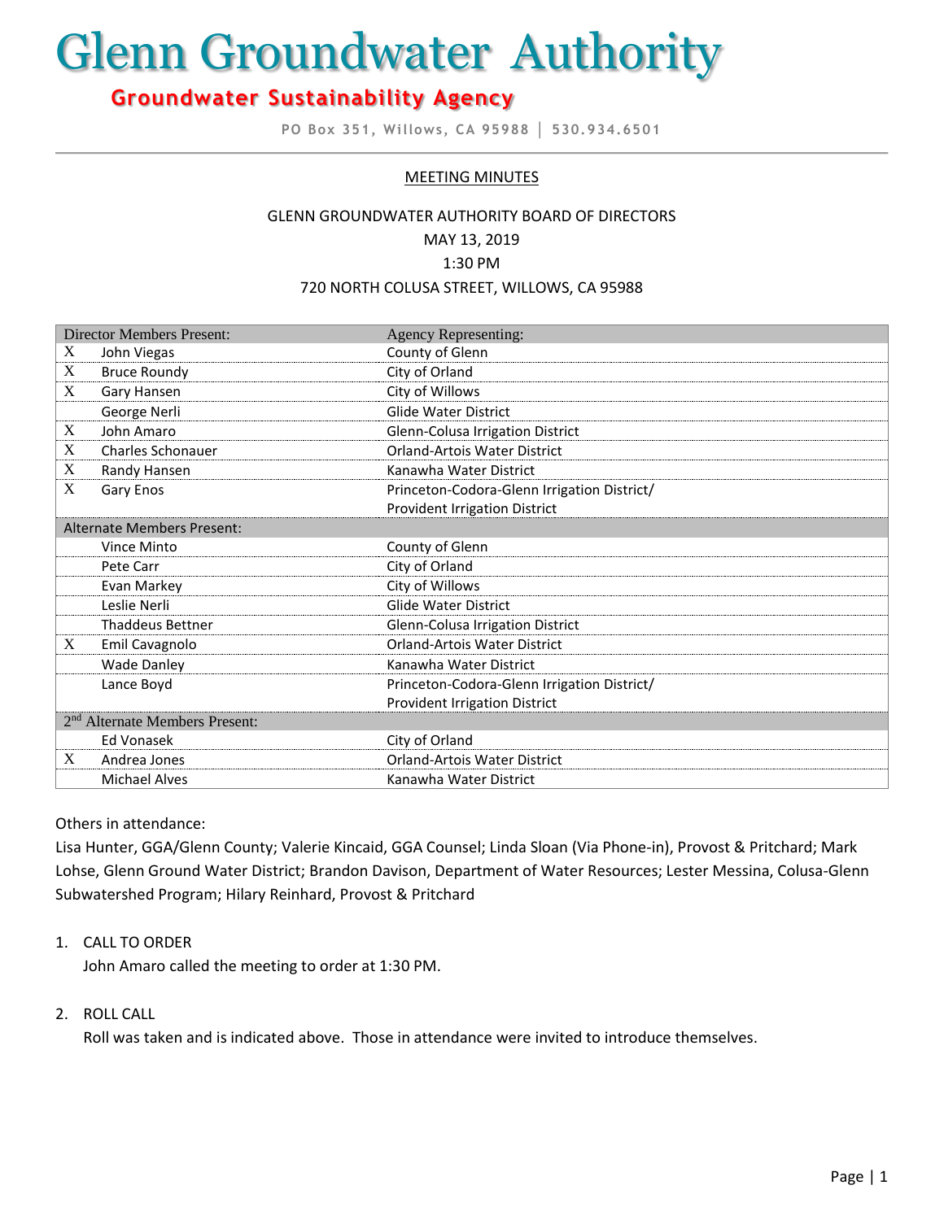# Glenn Groundwater Authority

## Groundwater Sustainability Agency

PO Box 351, Willows, CA 95988 │ 530.934.6501

MEETING MINUTES

GLENN GROUNDWATER AUTHORITY BOARD OF DIRECTORS
MAY 13, 2019
1:30 PM
720 NORTH COLUSA STREET, WILLOWS, CA 95988

| | Director Members Present: | Agency Representing: |
|---|---|---|
| X | John Viegas | County of Glenn |
| X | Bruce Roundy | City of Orland |
| X | Gary Hansen | City of Willows |
| | George Nerli | Glide Water District |
| X | John Amaro | Glenn-Colusa Irrigation District |
| X | Charles Schonauer | Orland-Artois Water District |
| X | Randy Hansen | Kanawha Water District |
| X | Gary Enos | Princeton-Codora-Glenn Irrigation District/ Provident Irrigation District |
| | **Alternate Members Present:** | |
| | Vince Minto | County of Glenn |
| | Pete Carr | City of Orland |
| | Evan Markey | City of Willows |
| | Leslie Nerli | Glide Water District |
| | Thaddeus Bettner | Glenn-Colusa Irrigation District |
| X | Emil Cavagnolo | Orland-Artois Water District |
| | Wade Danley | Kanawha Water District |
| | Lance Boyd | Princeton-Codora-Glenn Irrigation District/ Provident Irrigation District |
| | **2nd Alternate Members Present:** | |
| | Ed Vonasek | City of Orland |
| X | Andrea Jones | Orland-Artois Water District |
| | Michael Alves | Kanawha Water District |

Others in attendance:
Lisa Hunter, GGA/Glenn County; Valerie Kincaid, GGA Counsel; Linda Sloan (Via Phone-in), Provost & Pritchard; Mark Lohse, Glenn Ground Water District; Brandon Davison, Department of Water Resources; Lester Messina, Colusa-Glenn Subwatershed Program; Hilary Reinhard, Provost & Pritchard

1. CALL TO ORDER
   John Amaro called the meeting to order at 1:30 PM.

2. ROLL CALL
   Roll was taken and is indicated above. Those in attendance were invited to introduce themselves.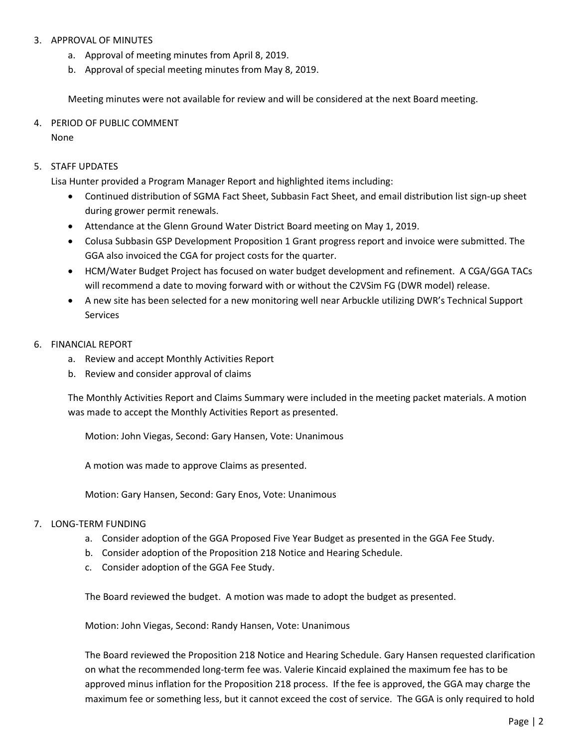3. APPROVAL OF MINUTES
    a. Approval of meeting minutes from April 8, 2019.
    b. Approval of special meeting minutes from May 8, 2019.

    Meeting minutes were not available for review and will be considered at the next Board meeting.

4. PERIOD OF PUBLIC COMMENT
    None

5. STAFF UPDATES
    Lisa Hunter provided a Program Manager Report and highlighted items including:
    - Continued distribution of SGMA Fact Sheet, Subbasin Fact Sheet, and email distribution list sign-up sheet during grower permit renewals.
    - Attendance at the Glenn Ground Water District Board meeting on May 1, 2019.
    - Colusa Subbasin GSP Development Proposition 1 Grant progress report and invoice were submitted. The GGA also invoiced the CGA for project costs for the quarter.
    - HCM/Water Budget Project has focused on water budget development and refinement. A CGA/GGA TACs will recommend a date to moving forward with or without the C2VSim FG (DWR model) release.
    - A new site has been selected for a new monitoring well near Arbuckle utilizing DWR's Technical Support Services

6. FINANCIAL REPORT
    a. Review and accept Monthly Activities Report
    b. Review and consider approval of claims

    The Monthly Activities Report and Claims Summary were included in the meeting packet materials. A motion was made to accept the Monthly Activities Report as presented.

    Motion: John Viegas, Second: Gary Hansen, Vote: Unanimous

    A motion was made to approve Claims as presented.

    Motion: Gary Hansen, Second: Gary Enos, Vote: Unanimous

7. LONG-TERM FUNDING
    a. Consider adoption of the GGA Proposed Five Year Budget as presented in the GGA Fee Study.
    b. Consider adoption of the Proposition 218 Notice and Hearing Schedule.
    c. Consider adoption of the GGA Fee Study.

    The Board reviewed the budget. A motion was made to adopt the budget as presented.

    Motion: John Viegas, Second: Randy Hansen, Vote: Unanimous

    The Board reviewed the Proposition 218 Notice and Hearing Schedule. Gary Hansen requested clarification on what the recommended long-term fee was. Valerie Kincaid explained the maximum fee has to be approved minus inflation for the Proposition 218 process. If the fee is approved, the GGA may charge the maximum fee or something less, but it cannot exceed the cost of service. The GGA is only required to hold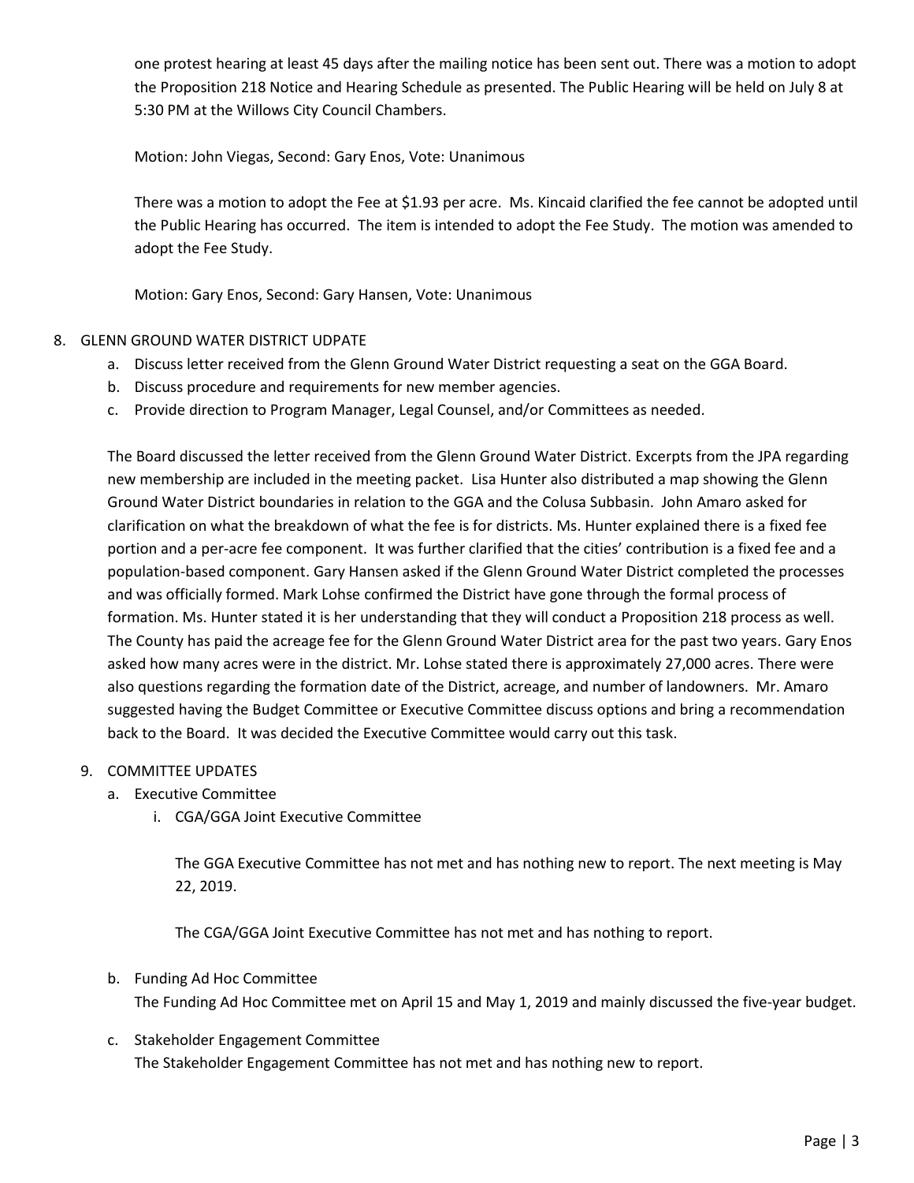one protest hearing at least 45 days after the mailing notice has been sent out. There was a motion to adopt the Proposition 218 Notice and Hearing Schedule as presented. The Public Hearing will be held on July 8 at 5:30 PM at the Willows City Council Chambers.

Motion: John Viegas, Second: Gary Enos, Vote: Unanimous

There was a motion to adopt the Fee at $1.93 per acre. Ms. Kincaid clarified the fee cannot be adopted until the Public Hearing has occurred. The item is intended to adopt the Fee Study. The motion was amended to adopt the Fee Study.

Motion: Gary Enos, Second: Gary Hansen, Vote: Unanimous

8. GLENN GROUND WATER DISTRICT UDPATE
   a. Discuss letter received from the Glenn Ground Water District requesting a seat on the GGA Board.
   b. Discuss procedure and requirements for new member agencies.
   c. Provide direction to Program Manager, Legal Counsel, and/or Committees as needed.

   The Board discussed the letter received from the Glenn Ground Water District. Excerpts from the JPA regarding new membership are included in the meeting packet. Lisa Hunter also distributed a map showing the Glenn Ground Water District boundaries in relation to the GGA and the Colusa Subbasin. John Amaro asked for clarification on what the breakdown of what the fee is for districts. Ms. Hunter explained there is a fixed fee portion and a per-acre fee component. It was further clarified that the cities' contribution is a fixed fee and a population-based component. Gary Hansen asked if the Glenn Ground Water District completed the processes and was officially formed. Mark Lohse confirmed the District have gone through the formal process of formation. Ms. Hunter stated it is her understanding that they will conduct a Proposition 218 process as well. The County has paid the acreage fee for the Glenn Ground Water District area for the past two years. Gary Enos asked how many acres were in the district. Mr. Lohse stated there is approximately 27,000 acres. There were also questions regarding the formation date of the District, acreage, and number of landowners. Mr. Amaro suggested having the Budget Committee or Executive Committee discuss options and bring a recommendation back to the Board. It was decided the Executive Committee would carry out this task.

9. COMMITTEE UPDATES
   a. Executive Committee
      i. CGA/GGA Joint Executive Committee

      The GGA Executive Committee has not met and has nothing new to report. The next meeting is May 22, 2019.

      The CGA/GGA Joint Executive Committee has not met and has nothing to report.

   b. Funding Ad Hoc Committee
      The Funding Ad Hoc Committee met on April 15 and May 1, 2019 and mainly discussed the five-year budget.

   c. Stakeholder Engagement Committee
      The Stakeholder Engagement Committee has not met and has nothing new to report.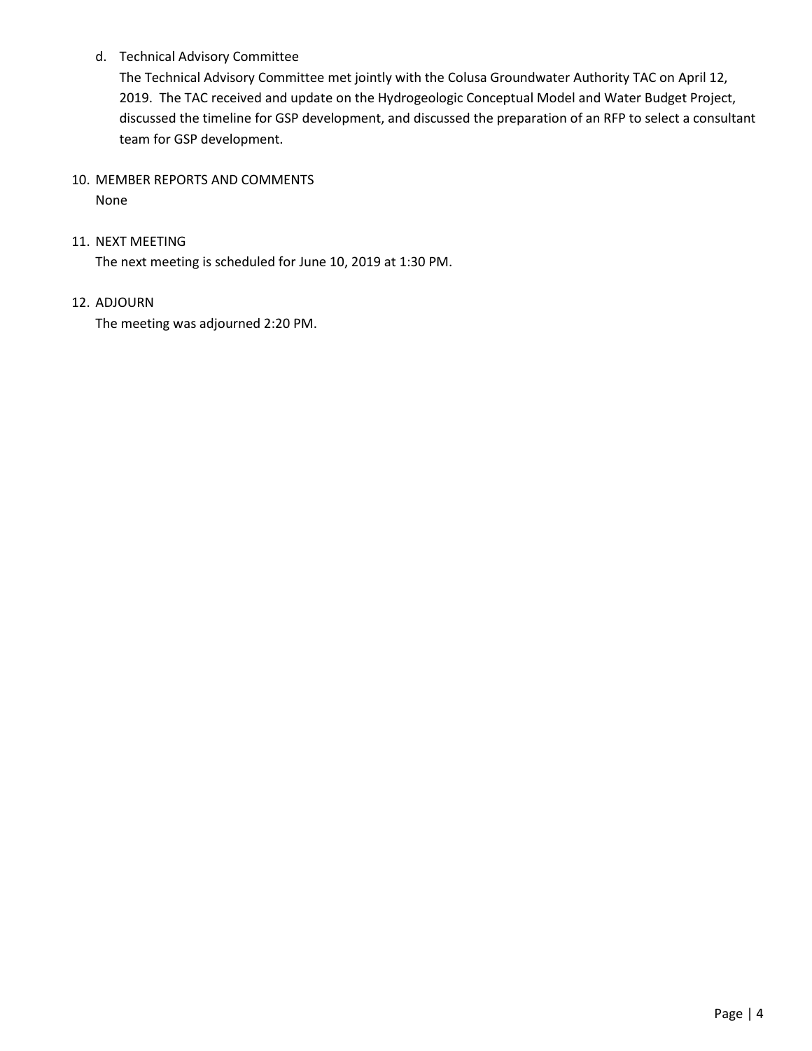d. Technical Advisory Committee

   The Technical Advisory Committee met jointly with the Colusa Groundwater Authority TAC on April 12, 2019. The TAC received and update on the Hydrogeologic Conceptual Model and Water Budget Project, discussed the timeline for GSP development, and discussed the preparation of an RFP to select a consultant team for GSP development.

10. MEMBER REPORTS AND COMMENTS

    None

11. NEXT MEETING

    The next meeting is scheduled for June 10, 2019 at 1:30 PM.

12. ADJOURN

    The meeting was adjourned 2:20 PM.